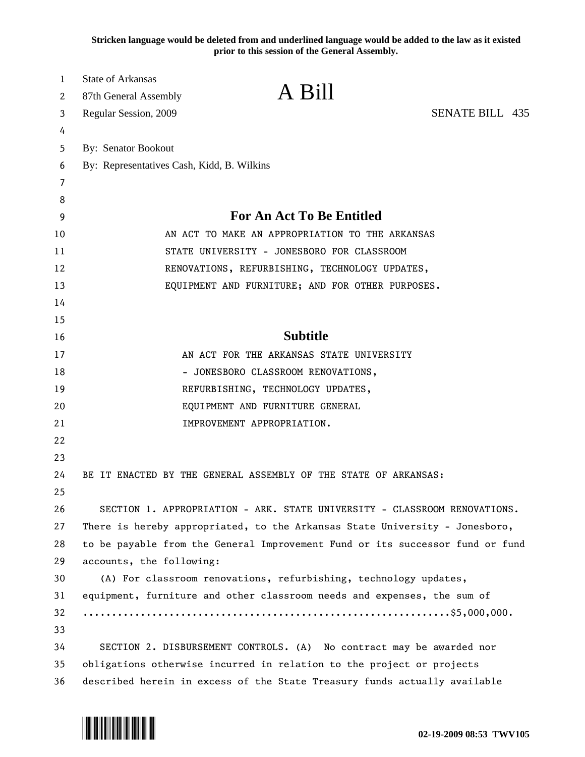**Stricken language would be deleted from and underlined language would be added to the law as it existed prior to this session of the General Assembly.**

State of Arkansas
87th General Assembly
Regular Session, 2009

# A Bill

SENATE BILL 435

By: Senator Bookout
By: Representatives Cash, Kidd, B. Wilkins

## For An Act To Be Entitled

AN ACT TO MAKE AN APPROPRIATION TO THE ARKANSAS STATE UNIVERSITY - JONESBORO FOR CLASSROOM RENOVATIONS, REFURBISHING, TECHNOLOGY UPDATES, EQUIPMENT AND FURNITURE; AND FOR OTHER PURPOSES.

## Subtitle

AN ACT FOR THE ARKANSAS STATE UNIVERSITY - JONESBORO CLASSROOM RENOVATIONS, REFURBISHING, TECHNOLOGY UPDATES, EQUIPMENT AND FURNITURE GENERAL IMPROVEMENT APPROPRIATION.

BE IT ENACTED BY THE GENERAL ASSEMBLY OF THE STATE OF ARKANSAS:

SECTION 1. APPROPRIATION - ARK. STATE UNIVERSITY - CLASSROOM RENOVATIONS. There is hereby appropriated, to the Arkansas State University - Jonesboro, to be payable from the General Improvement Fund or its successor fund or fund accounts, the following:

(A) For classroom renovations, refurbishing, technology updates, equipment, furniture and other classroom needs and expenses, the sum of ...............................................................$5,000,000.

SECTION 2. DISBURSEMENT CONTROLS. (A) No contract may be awarded nor obligations otherwise incurred in relation to the project or projects described herein in excess of the State Treasury funds actually available

02-19-2009 08:53 TWV105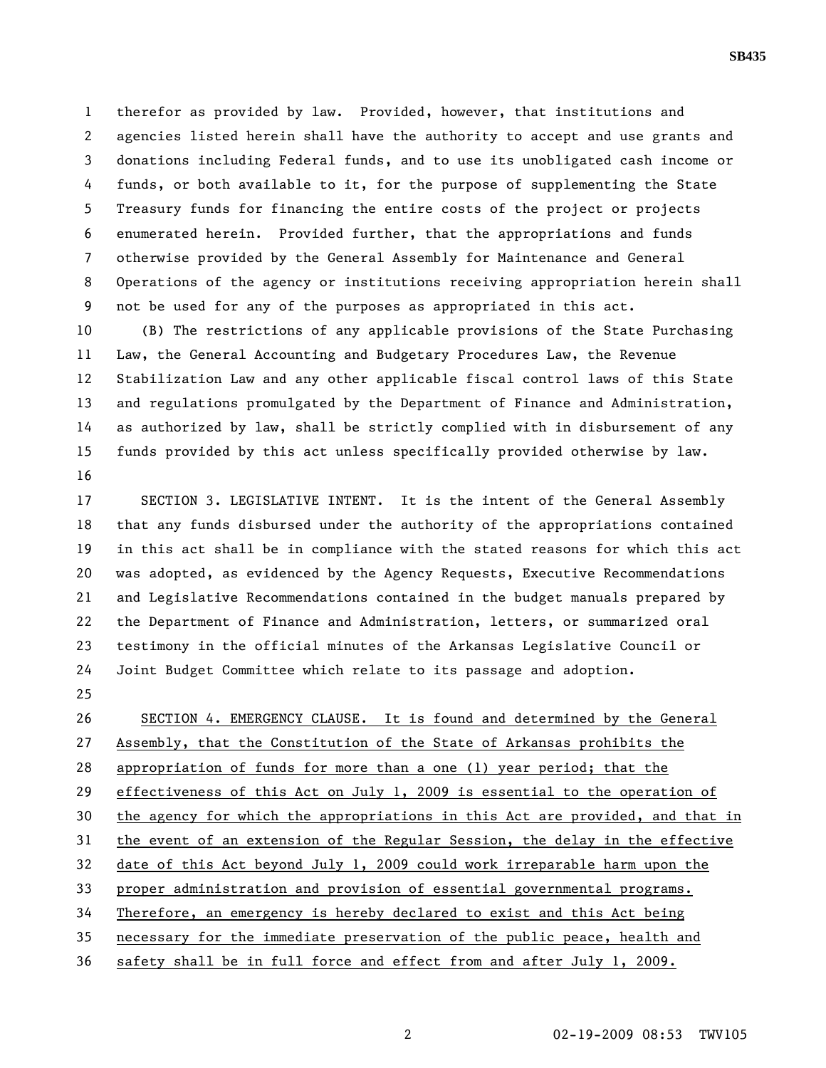therefor as provided by law. Provided, however, that institutions and agencies listed herein shall have the authority to accept and use grants and donations including Federal funds, and to use its unobligated cash income or funds, or both available to it, for the purpose of supplementing the State Treasury funds for financing the entire costs of the project or projects enumerated herein. Provided further, that the appropriations and funds otherwise provided by the General Assembly for Maintenance and General Operations of the agency or institutions receiving appropriation herein shall not be used for any of the purposes as appropriated in this act.

(B) The restrictions of any applicable provisions of the State Purchasing Law, the General Accounting and Budgetary Procedures Law, the Revenue Stabilization Law and any other applicable fiscal control laws of this State and regulations promulgated by the Department of Finance and Administration, as authorized by law, shall be strictly complied with in disbursement of any funds provided by this act unless specifically provided otherwise by law.

SECTION 3. LEGISLATIVE INTENT. It is the intent of the General Assembly that any funds disbursed under the authority of the appropriations contained in this act shall be in compliance with the stated reasons for which this act was adopted, as evidenced by the Agency Requests, Executive Recommendations and Legislative Recommendations contained in the budget manuals prepared by the Department of Finance and Administration, letters, or summarized oral testimony in the official minutes of the Arkansas Legislative Council or Joint Budget Committee which relate to its passage and adoption.

SECTION 4. EMERGENCY CLAUSE. It is found and determined by the General Assembly, that the Constitution of the State of Arkansas prohibits the appropriation of funds for more than a one (1) year period; that the effectiveness of this Act on July 1, 2009 is essential to the operation of the agency for which the appropriations in this Act are provided, and that in the event of an extension of the Regular Session, the delay in the effective date of this Act beyond July 1, 2009 could work irreparable harm upon the proper administration and provision of essential governmental programs. Therefore, an emergency is hereby declared to exist and this Act being necessary for the immediate preservation of the public peace, health and safety shall be in full force and effect from and after July 1, 2009.